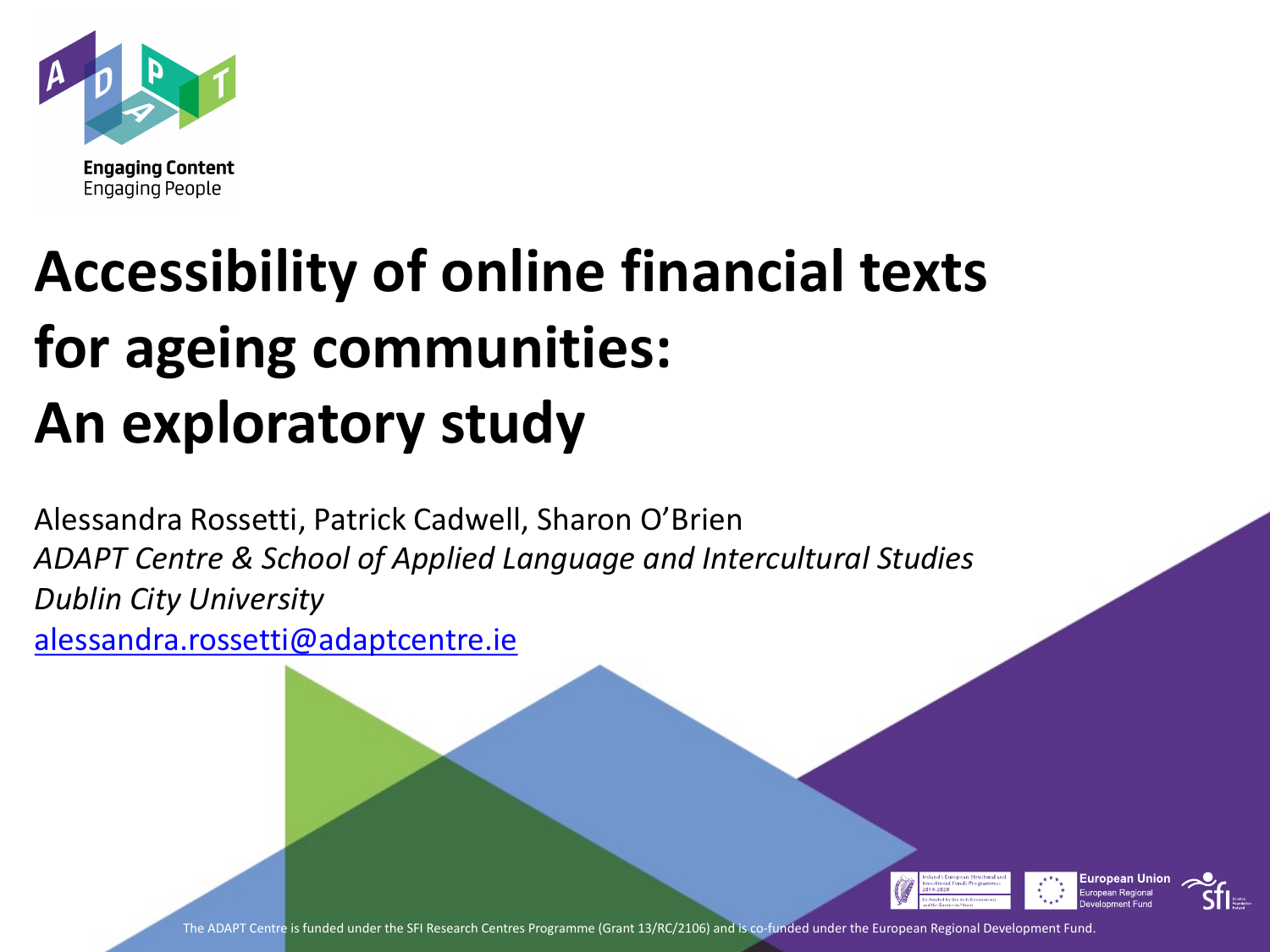Engaging Content
Engaging People

# Accessibility of online financial texts for ageing communities: An exploratory study

Alessandra Rossetti, Patrick Cadwell, Sharon O'Brien

*ADAPT Centre & School of Applied Language and Intercultural Studies*

*Dublin City University*

[alessandra.rossetti@adaptcentre.ie](mailto:alessandra.rossetti@adaptcentre.ie)

The ADAPT Centre is funded under the SFI Research Centres Programme (Grant 13/RC/2106) and is co-funded under the European Regional Development Fund.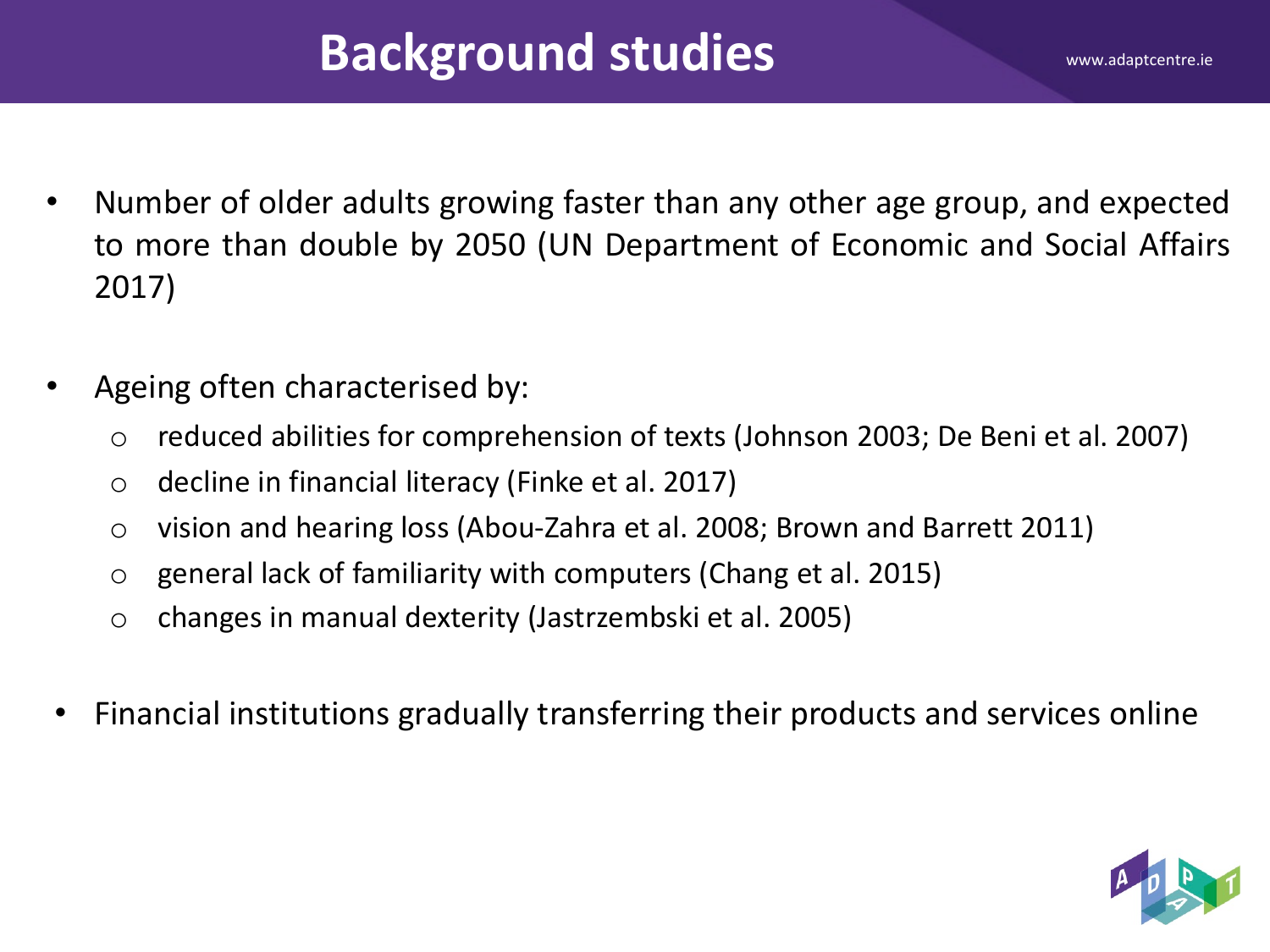# Background studies

- Number of older adults growing faster than any other age group, and expected to more than double by 2050 (UN Department of Economic and Social Affairs 2017)

- Ageing often characterised by:
    - reduced abilities for comprehension of texts (Johnson 2003; De Beni et al. 2007)
    - decline in financial literacy (Finke et al. 2017)
    - vision and hearing loss (Abou-Zahra et al. 2008; Brown and Barrett 2011)
    - general lack of familiarity with computers (Chang et al. 2015)
    - changes in manual dexterity (Jastrzembski et al. 2005)

- Financial institutions gradually transferring their products and services online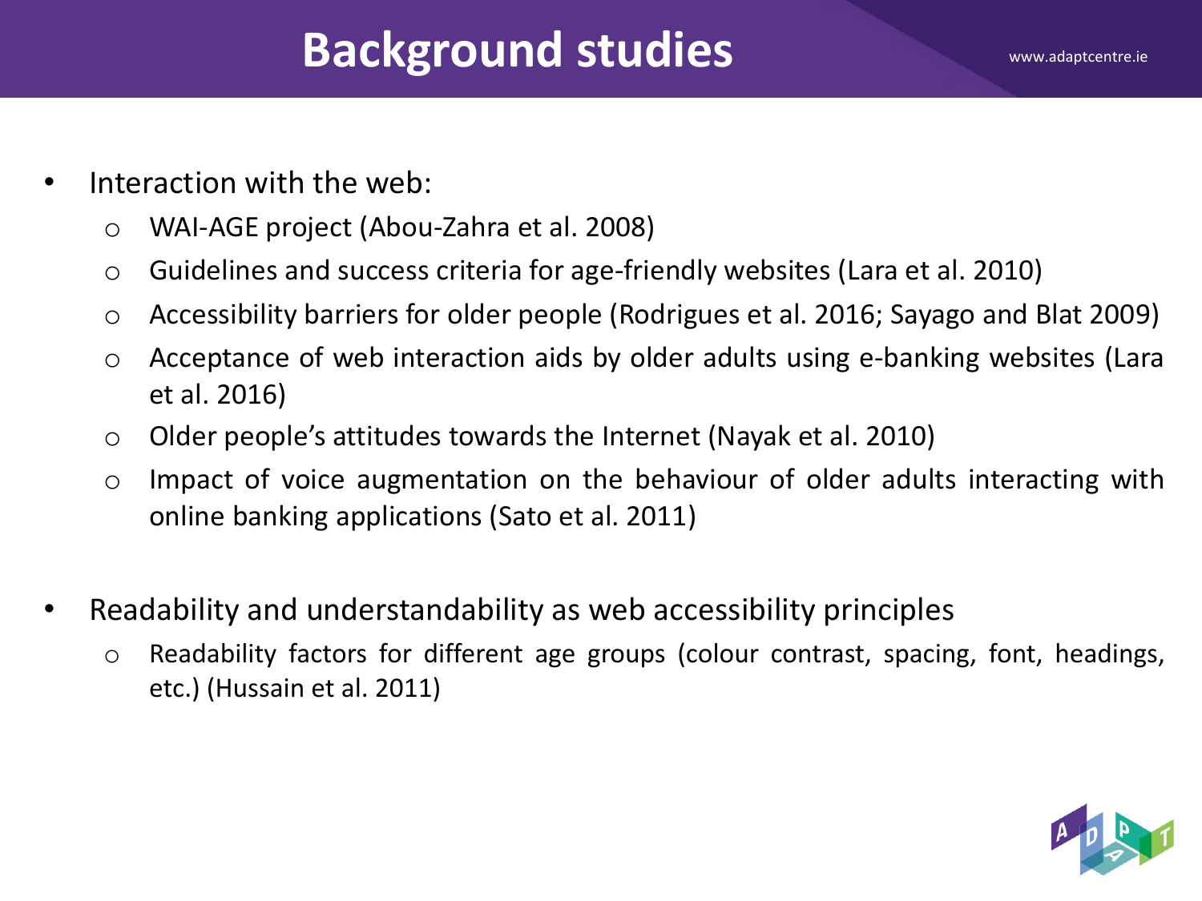# Background studies

- Interaction with the web:
  - WAI-AGE project (Abou-Zahra et al. 2008)
  - Guidelines and success criteria for age-friendly websites (Lara et al. 2010)
  - Accessibility barriers for older people (Rodrigues et al. 2016; Sayago and Blat 2009)
  - Acceptance of web interaction aids by older adults using e-banking websites (Lara et al. 2016)
  - Older people's attitudes towards the Internet (Nayak et al. 2010)
  - Impact of voice augmentation on the behaviour of older adults interacting with online banking applications (Sato et al. 2011)

- Readability and understandability as web accessibility principles
  - Readability factors for different age groups (colour contrast, spacing, font, headings, etc.) (Hussain et al. 2011)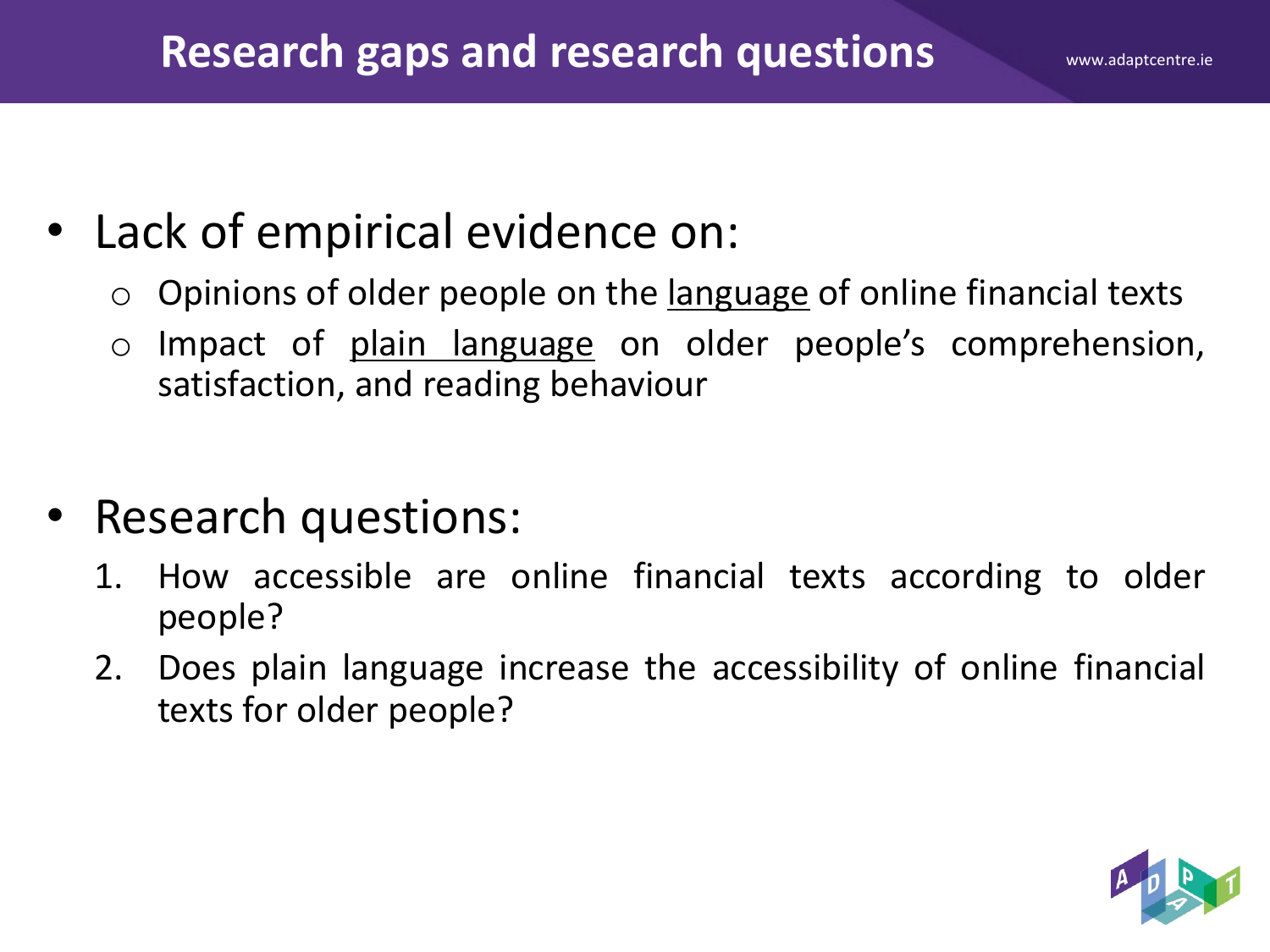# Research gaps and research questions

- Lack of empirical evidence on:
  - Opinions of older people on the <u>language</u> of online financial texts
  - Impact of <u>plain language</u> on older people's comprehension, satisfaction, and reading behaviour

- Research questions:
  1. How accessible are online financial texts according to older people?
  2. Does plain language increase the accessibility of online financial texts for older people?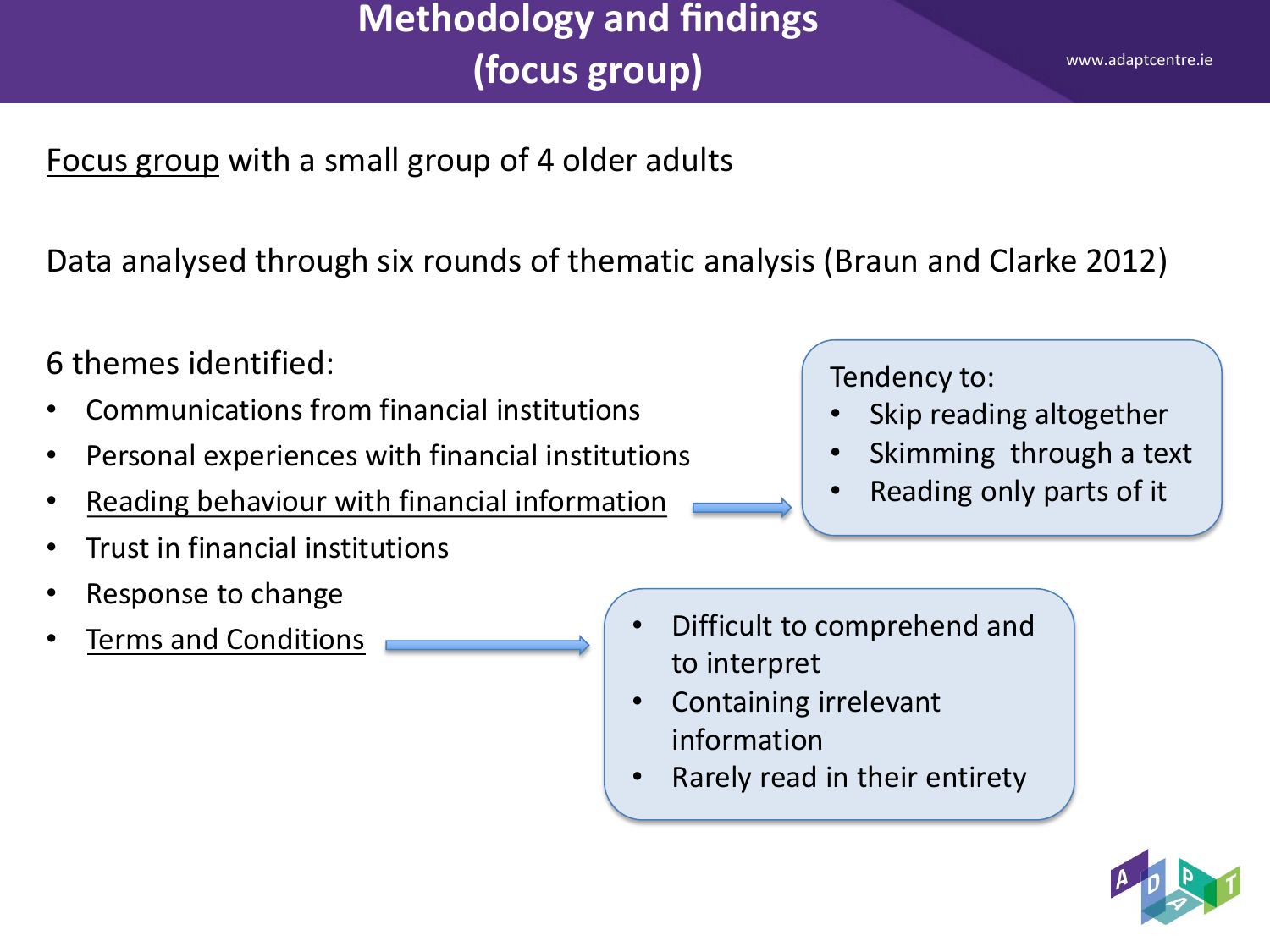# Methodology and findings (focus group)

Focus group with a small group of 4 older adults

Data analysed through six rounds of thematic analysis (Braun and Clarke 2012)

6 themes identified:

- Communications from financial institutions
- Personal experiences with financial institutions
- Reading behaviour with financial information
- Trust in financial institutions
- Response to change
- Terms and Conditions

Tendency to:

- Skip reading altogether
- Skimming through a text
- Reading only parts of it

- Difficult to comprehend and to interpret
- Containing irrelevant information
- Rarely read in their entirety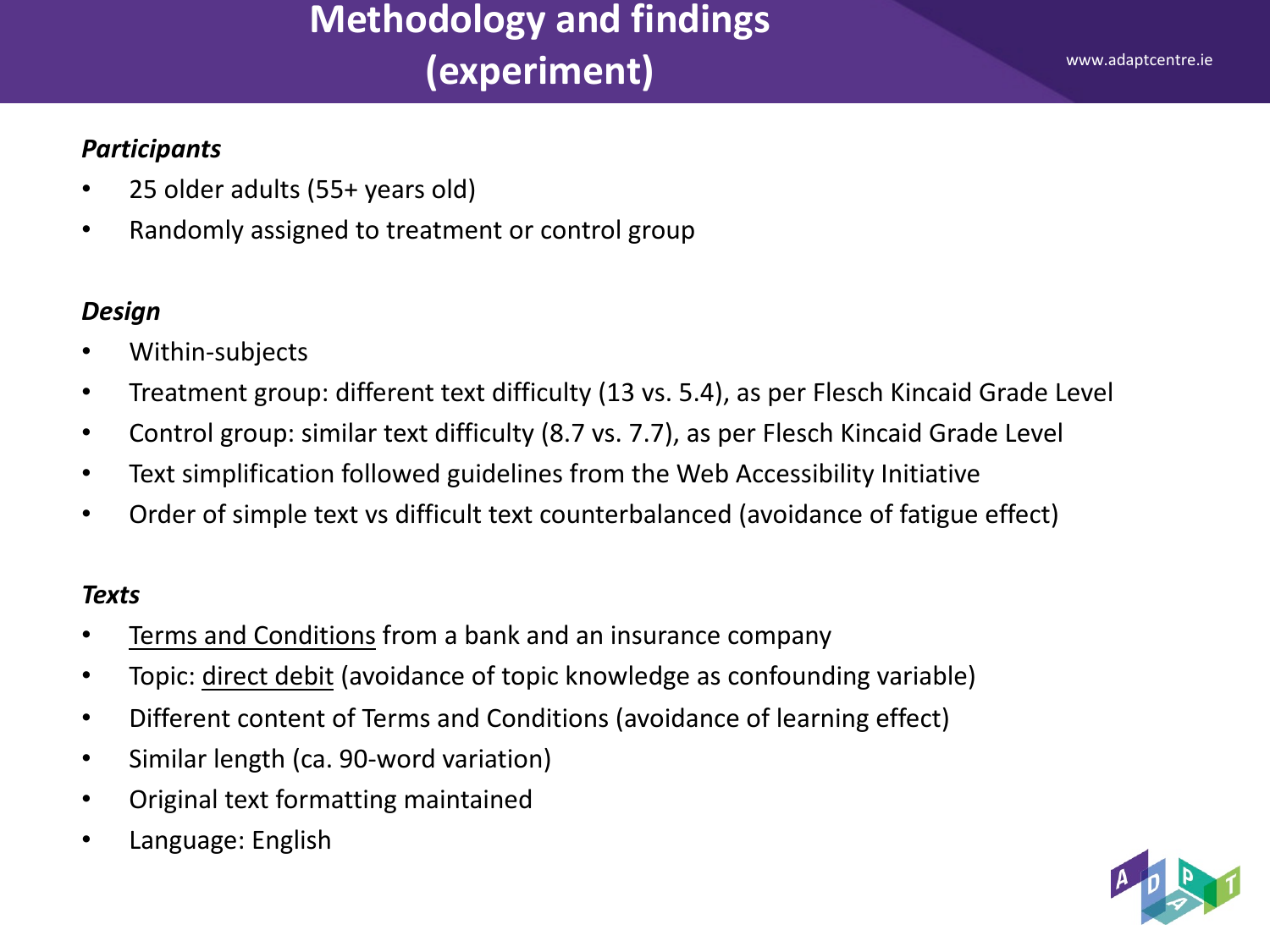# Methodology and findings (experiment)

***Participants***

- 25 older adults (55+ years old)
- Randomly assigned to treatment or control group

***Design***

- Within-subjects
- Treatment group: different text difficulty (13 vs. 5.4), as per Flesch Kincaid Grade Level
- Control group: similar text difficulty (8.7 vs. 7.7), as per Flesch Kincaid Grade Level
- Text simplification followed guidelines from the Web Accessibility Initiative
- Order of simple text vs difficult text counterbalanced (avoidance of fatigue effect)

***Texts***

- Terms and Conditions from a bank and an insurance company
- Topic: direct debit (avoidance of topic knowledge as confounding variable)
- Different content of Terms and Conditions (avoidance of learning effect)
- Similar length (ca. 90-word variation)
- Original text formatting maintained
- Language: English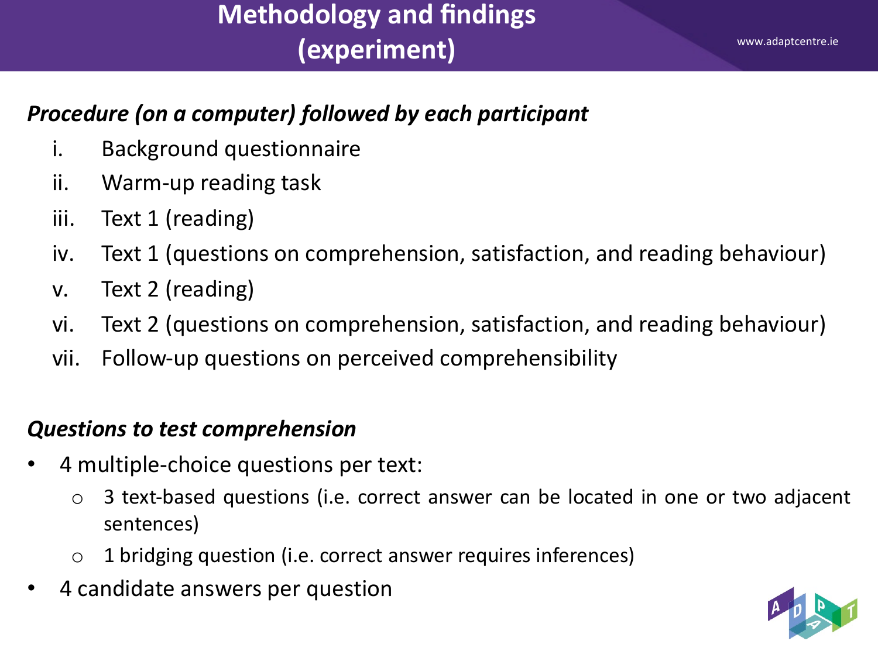# Methodology and findings (experiment)

***Procedure (on a computer) followed by each participant***

i. Background questionnaire
ii. Warm-up reading task
iii. Text 1 (reading)
iv. Text 1 (questions on comprehension, satisfaction, and reading behaviour)
v. Text 2 (reading)
vi. Text 2 (questions on comprehension, satisfaction, and reading behaviour)
vii. Follow-up questions on perceived comprehensibility

***Questions to test comprehension***

- 4 multiple-choice questions per text:
  - 3 text-based questions (i.e. correct answer can be located in one or two adjacent sentences)
  - 1 bridging question (i.e. correct answer requires inferences)
- 4 candidate answers per question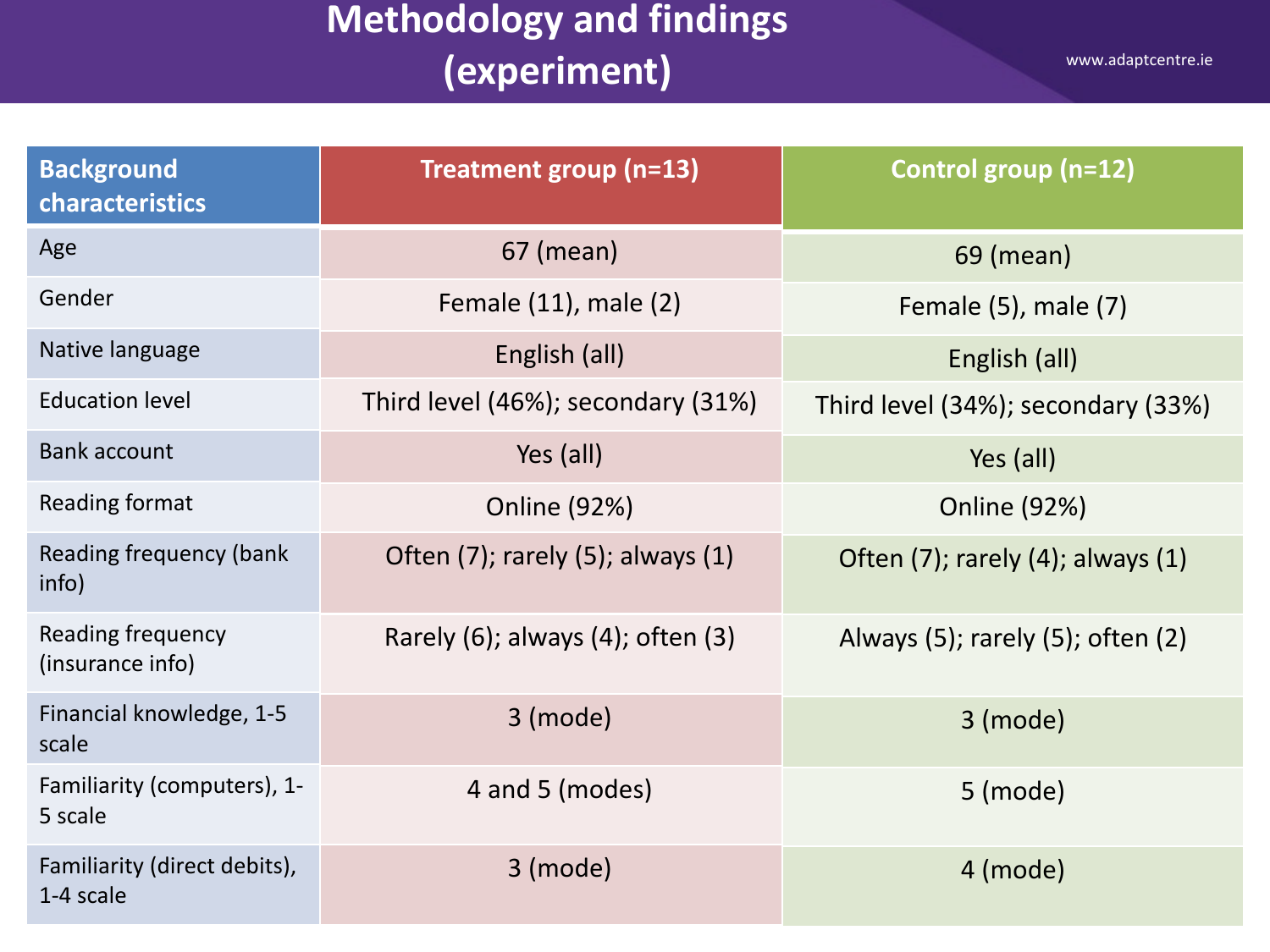# Methodology and findings (experiment)

| Background characteristics | Treatment group (n=13) | Control group (n=12) |
| --- | --- | --- |
| Age | 67 (mean) | 69 (mean) |
| Gender | Female (11), male (2) | Female (5), male (7) |
| Native language | English (all) | English (all) |
| Education level | Third level (46%); secondary (31%) | Third level (34%); secondary (33%) |
| Bank account | Yes (all) | Yes (all) |
| Reading format | Online (92%) | Online (92%) |
| Reading frequency (bank info) | Often (7); rarely (5); always (1) | Often (7); rarely (4); always (1) |
| Reading frequency (insurance info) | Rarely (6); always (4); often (3) | Always (5); rarely (5); often (2) |
| Financial knowledge, 1-5 scale | 3 (mode) | 3 (mode) |
| Familiarity (computers), 1-5 scale | 4 and 5 (modes) | 5 (mode) |
| Familiarity (direct debits), 1-4 scale | 3 (mode) | 4 (mode) |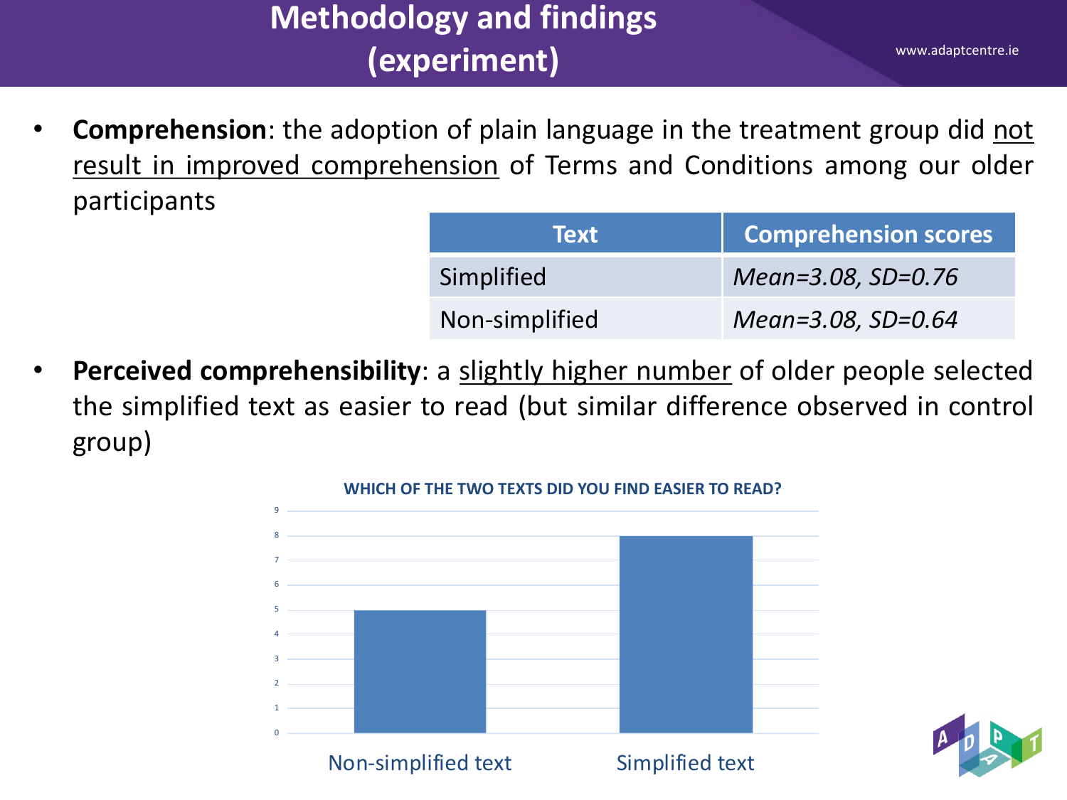# Methodology and findings (experiment)

- **Comprehension**: the adoption of plain language in the treatment group did not result in improved comprehension of Terms and Conditions among our older participants

| Text | Comprehension scores |
|---|---|
| Simplified | *Mean=3.08, SD=0.76* |
| Non-simplified | *Mean=3.08, SD=0.64* |

- **Perceived comprehensibility**: a slightly higher number of older people selected the simplified text as easier to read (but similar difference observed in control group)

WHICH OF THE TWO TEXTS DID YOU FIND EASIER TO READ?

| Text | Count |
|---|---|
| Non-simplified text | 5 |
| Simplified text | 8 |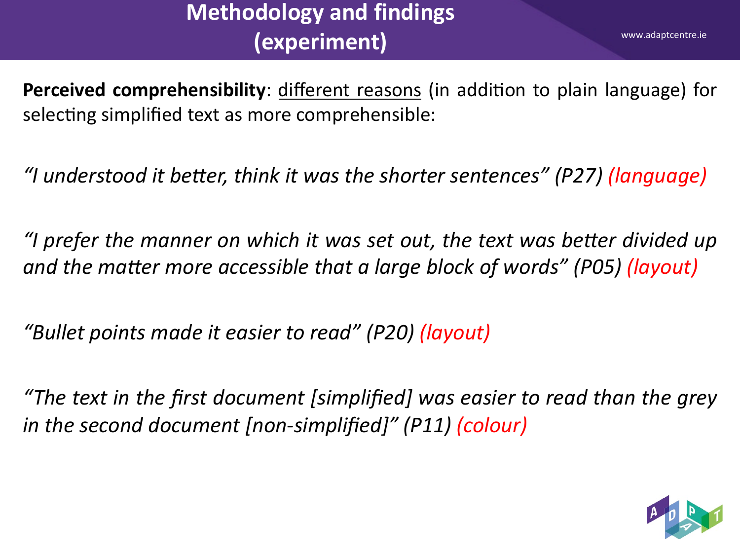# Methodology and findings (experiment)

**Perceived comprehensibility**: different reasons (in addition to plain language) for selecting simplified text as more comprehensible:

*"I understood it better, think it was the shorter sentences" (P27) (language)*

*"I prefer the manner on which it was set out, the text was better divided up and the matter more accessible that a large block of words" (P05) (layout)*

*"Bullet points made it easier to read" (P20) (layout)*

*"The text in the first document [simplified] was easier to read than the grey in the second document [non-simplified]" (P11) (colour)*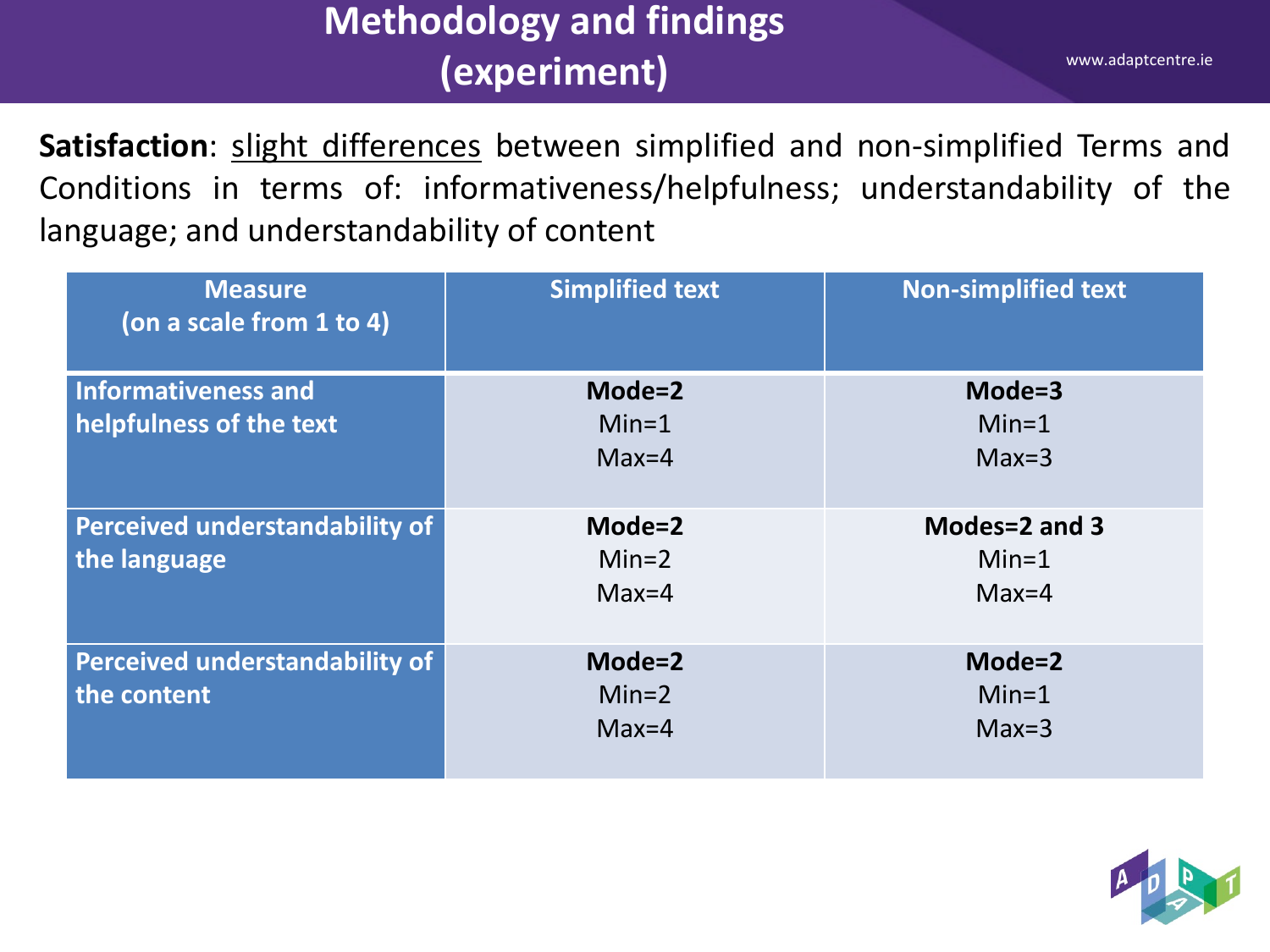# Methodology and findings (experiment)

**Satisfaction**: slight differences between simplified and non-simplified Terms and Conditions in terms of: informativeness/helpfulness; understandability of the language; and understandability of content

| Measure (on a scale from 1 to 4) | Simplified text | Non-simplified text |
|---|---|---|
| Informativeness and helpfulness of the text | **Mode=2** Min=1 Max=4 | **Mode=3** Min=1 Max=3 |
| Perceived understandability of the language | **Mode=2** Min=2 Max=4 | **Modes=2 and 3** Min=1 Max=4 |
| Perceived understandability of the content | **Mode=2** Min=2 Max=4 | **Mode=2** Min=1 Max=3 |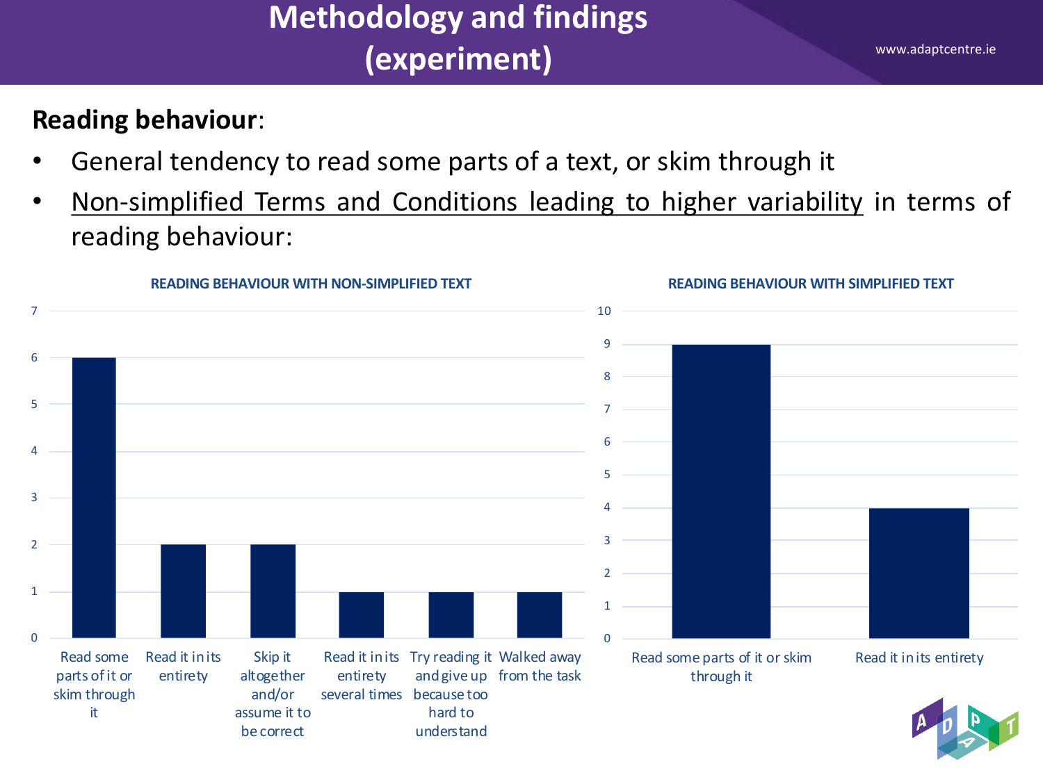# Methodology and findings (experiment)

**Reading behaviour**:

- General tendency to read some parts of a text, or skim through it
- Non-simplified Terms and Conditions leading to higher variability in terms of reading behaviour:

**READING BEHAVIOUR WITH NON-SIMPLIFIED TEXT**

| Reading behaviour | Count |
| --- | --- |
| Read some parts of it or skim through it | 6 |
| Read it in its entirety | 2 |
| Skip it altogether and/or assume it to be correct | 2 |
| Read it in its entirety several times | 1 |
| Try reading it and give up because too hard to understand | 1 |
| Walked away from the task | 1 |

**READING BEHAVIOUR WITH SIMPLIFIED TEXT**

| Reading behaviour | Count |
| --- | --- |
| Read some parts of it or skim through it | 9 |
| Read it in its entirety | 4 |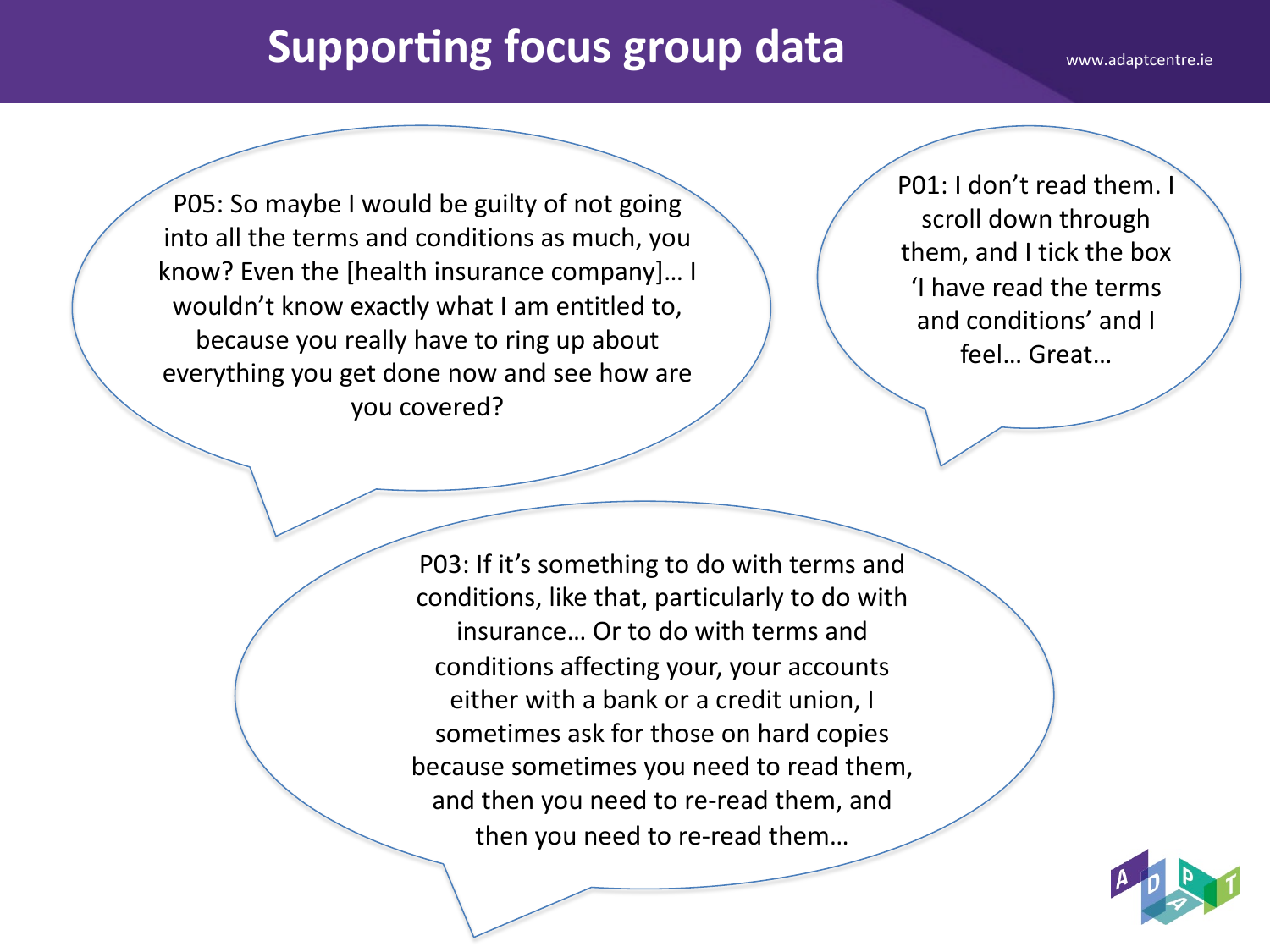# Supporting focus group data

P05: So maybe I would be guilty of not going into all the terms and conditions as much, you know? Even the [health insurance company]… I wouldn't know exactly what I am entitled to, because you really have to ring up about everything you get done now and see how are you covered?

P01: I don't read them. I scroll down through them, and I tick the box 'I have read the terms and conditions' and I feel… Great…

P03: If it's something to do with terms and conditions, like that, particularly to do with insurance… Or to do with terms and conditions affecting your, your accounts either with a bank or a credit union, I sometimes ask for those on hard copies because sometimes you need to read them, and then you need to re-read them, and then you need to re-read them…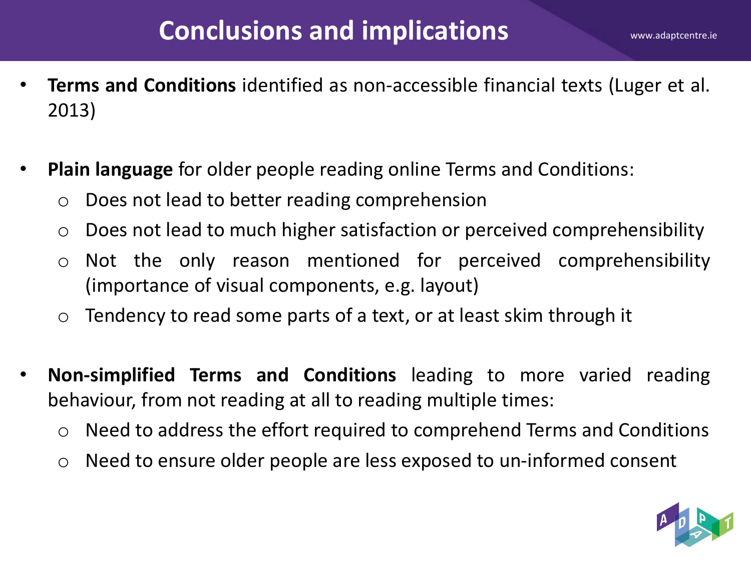# Conclusions and implications

- **Terms and Conditions** identified as non-accessible financial texts (Luger et al. 2013)

- **Plain language** for older people reading online Terms and Conditions:
  - Does not lead to better reading comprehension
  - Does not lead to much higher satisfaction or perceived comprehensibility
  - Not the only reason mentioned for perceived comprehensibility (importance of visual components, e.g. layout)
  - Tendency to read some parts of a text, or at least skim through it

- **Non-simplified Terms and Conditions** leading to more varied reading behaviour, from not reading at all to reading multiple times:
  - Need to address the effort required to comprehend Terms and Conditions
  - Need to ensure older people are less exposed to un-informed consent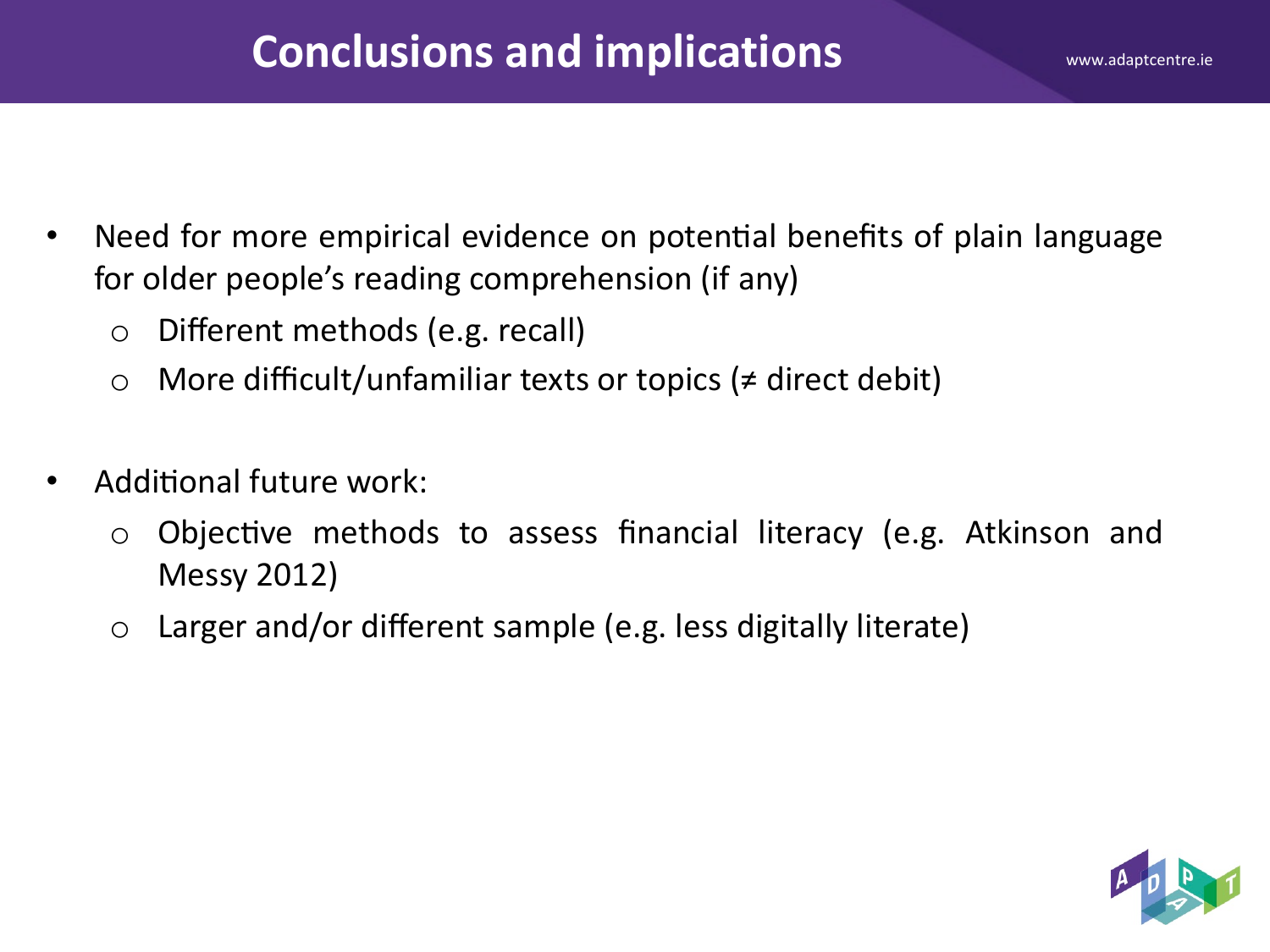# Conclusions and implications

- Need for more empirical evidence on potential benefits of plain language for older people's reading comprehension (if any)
  - Different methods (e.g. recall)
  - More difficult/unfamiliar texts or topics (≠ direct debit)

- Additional future work:
  - Objective methods to assess financial literacy (e.g. Atkinson and Messy 2012)
  - Larger and/or different sample (e.g. less digitally literate)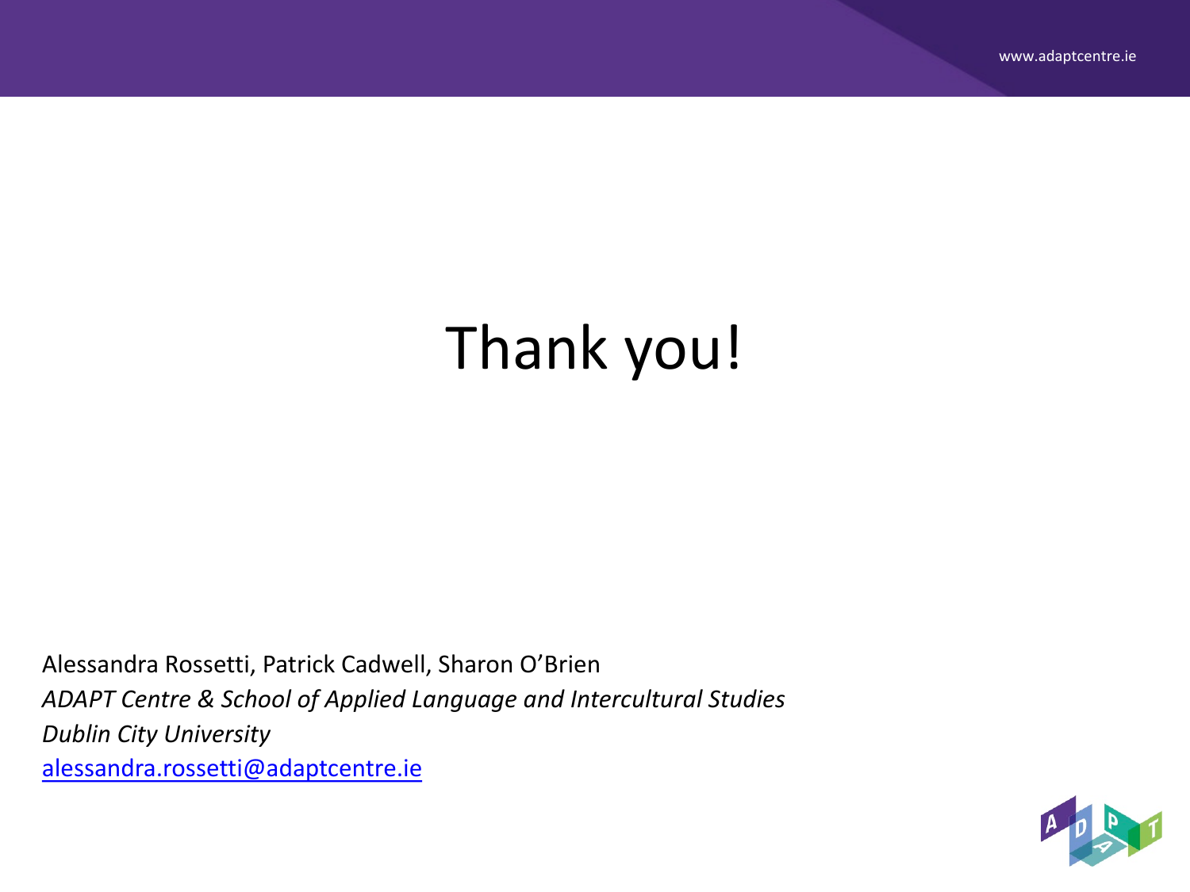# Thank you!

Alessandra Rossetti, Patrick Cadwell, Sharon O'Brien
*ADAPT Centre & School of Applied Language and Intercultural Studies*
*Dublin City University*
alessandra.rossetti@adaptcentre.ie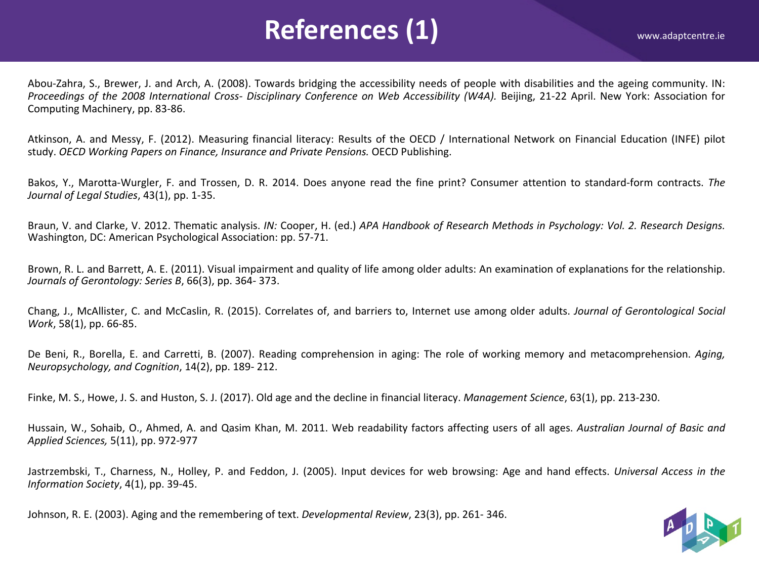# References (1)

Abou-Zahra, S., Brewer, J. and Arch, A. (2008). Towards bridging the accessibility needs of people with disabilities and the ageing community. IN: *Proceedings of the 2008 International Cross- Disciplinary Conference on Web Accessibility (W4A).* Beijing, 21-22 April. New York: Association for Computing Machinery, pp. 83-86.

Atkinson, A. and Messy, F. (2012). Measuring financial literacy: Results of the OECD / International Network on Financial Education (INFE) pilot study. *OECD Working Papers on Finance, Insurance and Private Pensions.* OECD Publishing.

Bakos, Y., Marotta-Wurgler, F. and Trossen, D. R. 2014. Does anyone read the fine print? Consumer attention to standard-form contracts. *The Journal of Legal Studies*, 43(1), pp. 1-35.

Braun, V. and Clarke, V. 2012. Thematic analysis. *IN:* Cooper, H. (ed.) *APA Handbook of Research Methods in Psychology: Vol. 2. Research Designs.* Washington, DC: American Psychological Association: pp. 57-71.

Brown, R. L. and Barrett, A. E. (2011). Visual impairment and quality of life among older adults: An examination of explanations for the relationship. *Journals of Gerontology: Series B*, 66(3), pp. 364- 373.

Chang, J., McAllister, C. and McCaslin, R. (2015). Correlates of, and barriers to, Internet use among older adults. *Journal of Gerontological Social Work*, 58(1), pp. 66-85.

De Beni, R., Borella, E. and Carretti, B. (2007). Reading comprehension in aging: The role of working memory and metacomprehension. *Aging, Neuropsychology, and Cognition*, 14(2), pp. 189- 212.

Finke, M. S., Howe, J. S. and Huston, S. J. (2017). Old age and the decline in financial literacy. *Management Science*, 63(1), pp. 213-230.

Hussain, W., Sohaib, O., Ahmed, A. and Qasim Khan, M. 2011. Web readability factors affecting users of all ages. *Australian Journal of Basic and Applied Sciences,* 5(11), pp. 972-977

Jastrzembski, T., Charness, N., Holley, P. and Feddon, J. (2005). Input devices for web browsing: Age and hand effects. *Universal Access in the Information Society*, 4(1), pp. 39-45.

Johnson, R. E. (2003). Aging and the remembering of text. *Developmental Review*, 23(3), pp. 261- 346.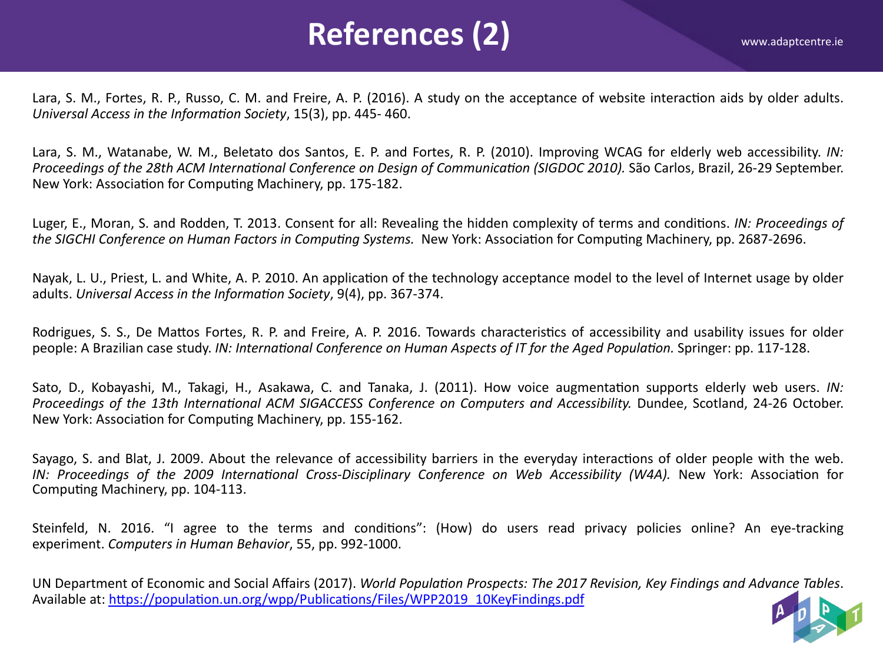# References (2)

Lara, S. M., Fortes, R. P., Russo, C. M. and Freire, A. P. (2016). A study on the acceptance of website interaction aids by older adults. *Universal Access in the Information Society*, 15(3), pp. 445- 460.

Lara, S. M., Watanabe, W. M., Beletato dos Santos, E. P. and Fortes, R. P. (2010). Improving WCAG for elderly web accessibility. *IN: Proceedings of the 28th ACM International Conference on Design of Communication (SIGDOC 2010).* São Carlos, Brazil, 26-29 September. New York: Association for Computing Machinery, pp. 175-182.

Luger, E., Moran, S. and Rodden, T. 2013. Consent for all: Revealing the hidden complexity of terms and conditions. *IN: Proceedings of the SIGCHI Conference on Human Factors in Computing Systems.* New York: Association for Computing Machinery, pp. 2687-2696.

Nayak, L. U., Priest, L. and White, A. P. 2010. An application of the technology acceptance model to the level of Internet usage by older adults. *Universal Access in the Information Society*, 9(4), pp. 367-374.

Rodrigues, S. S., De Mattos Fortes, R. P. and Freire, A. P. 2016. Towards characteristics of accessibility and usability issues for older people: A Brazilian case study. *IN: International Conference on Human Aspects of IT for the Aged Population.* Springer: pp. 117-128.

Sato, D., Kobayashi, M., Takagi, H., Asakawa, C. and Tanaka, J. (2011). How voice augmentation supports elderly web users. *IN: Proceedings of the 13th International ACM SIGACCESS Conference on Computers and Accessibility.* Dundee, Scotland, 24-26 October. New York: Association for Computing Machinery, pp. 155-162.

Sayago, S. and Blat, J. 2009. About the relevance of accessibility barriers in the everyday interactions of older people with the web. *IN: Proceedings of the 2009 International Cross-Disciplinary Conference on Web Accessibility (W4A).* New York: Association for Computing Machinery, pp. 104-113.

Steinfeld, N. 2016. "I agree to the terms and conditions": (How) do users read privacy policies online? An eye-tracking experiment. *Computers in Human Behavior*, 55, pp. 992-1000.

UN Department of Economic and Social Affairs (2017). *World Population Prospects: The 2017 Revision, Key Findings and Advance Tables*. Available at: https://population.un.org/wpp/Publications/Files/WPP2019_10KeyFindings.pdf